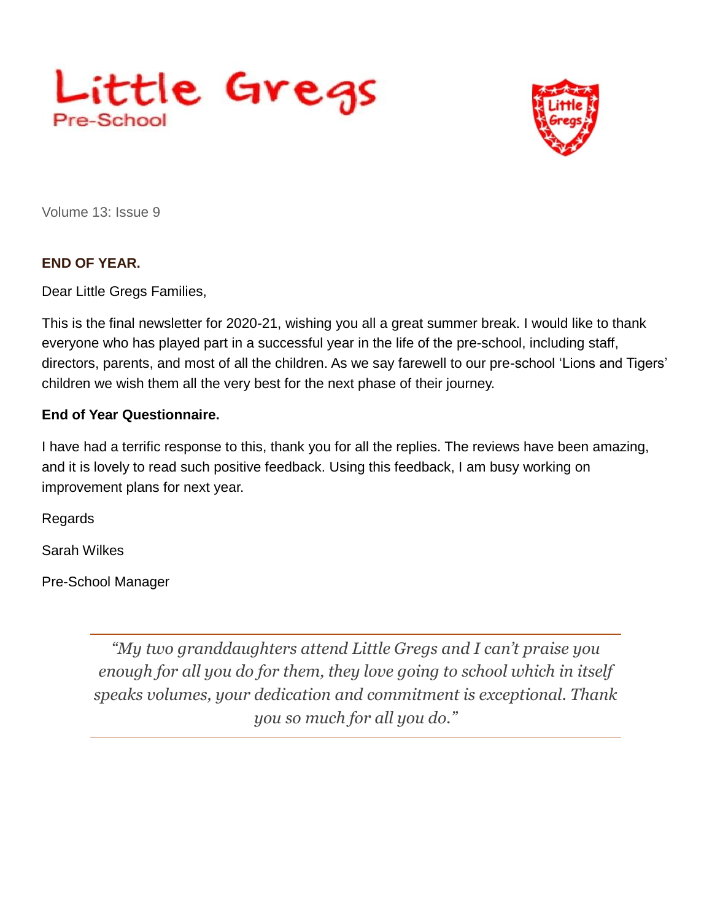# Little Gregs

Pre-School

Volume 13: Issue 9

**END OF YEAR.**

Dear Little Gregs Families,

This is the final newsletter for 2020-21, wishing you all a great summer break. I would like to thank everyone who has played part in a successful year in the life of the pre-school, including staff, directors, parents, and most of all the children. As we say farewell to our pre-school 'Lions and Tigers' children we wish them all the very best for the next phase of their journey.

**End of Year Questionnaire.**

I have had a terrific response to this, thank you for all the replies. The reviews have been amazing, and it is lovely to read such positive feedback. Using this feedback, I am busy working on improvement plans for next year.

Regards

Sarah Wilkes

Pre-School Manager

---

*"My two granddaughters attend Little Gregs and I can't praise you enough for all you do for them, they love going to school which in itself speaks volumes, your dedication and commitment is exceptional. Thank you so much for all you do."*

---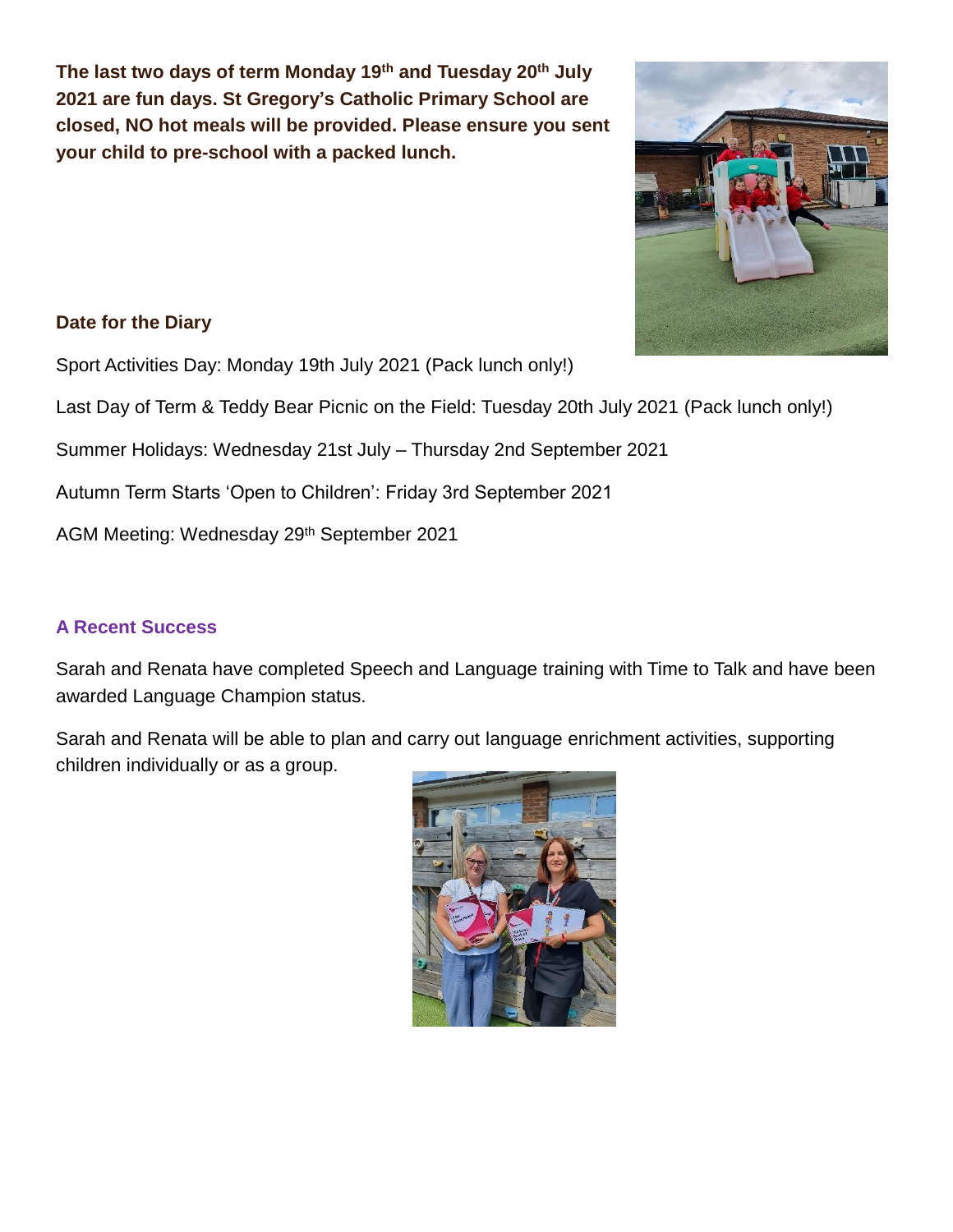**The last two days of term Monday 19th and Tuesday 20th July 2021 are fun days. St Gregory's Catholic Primary School are closed, NO hot meals will be provided. Please ensure you sent your child to pre-school with a packed lunch.**

## Date for the Diary

Sport Activities Day: Monday 19th July 2021 (Pack lunch only!)

Last Day of Term & Teddy Bear Picnic on the Field: Tuesday 20th July 2021 (Pack lunch only!)

Summer Holidays: Wednesday 21st July – Thursday 2nd September 2021

Autumn Term Starts 'Open to Children': Friday 3rd September 2021

AGM Meeting: Wednesday 29th September 2021

## A Recent Success

Sarah and Renata have completed Speech and Language training with Time to Talk and have been awarded Language Champion status.

Sarah and Renata will be able to plan and carry out language enrichment activities, supporting children individually or as a group.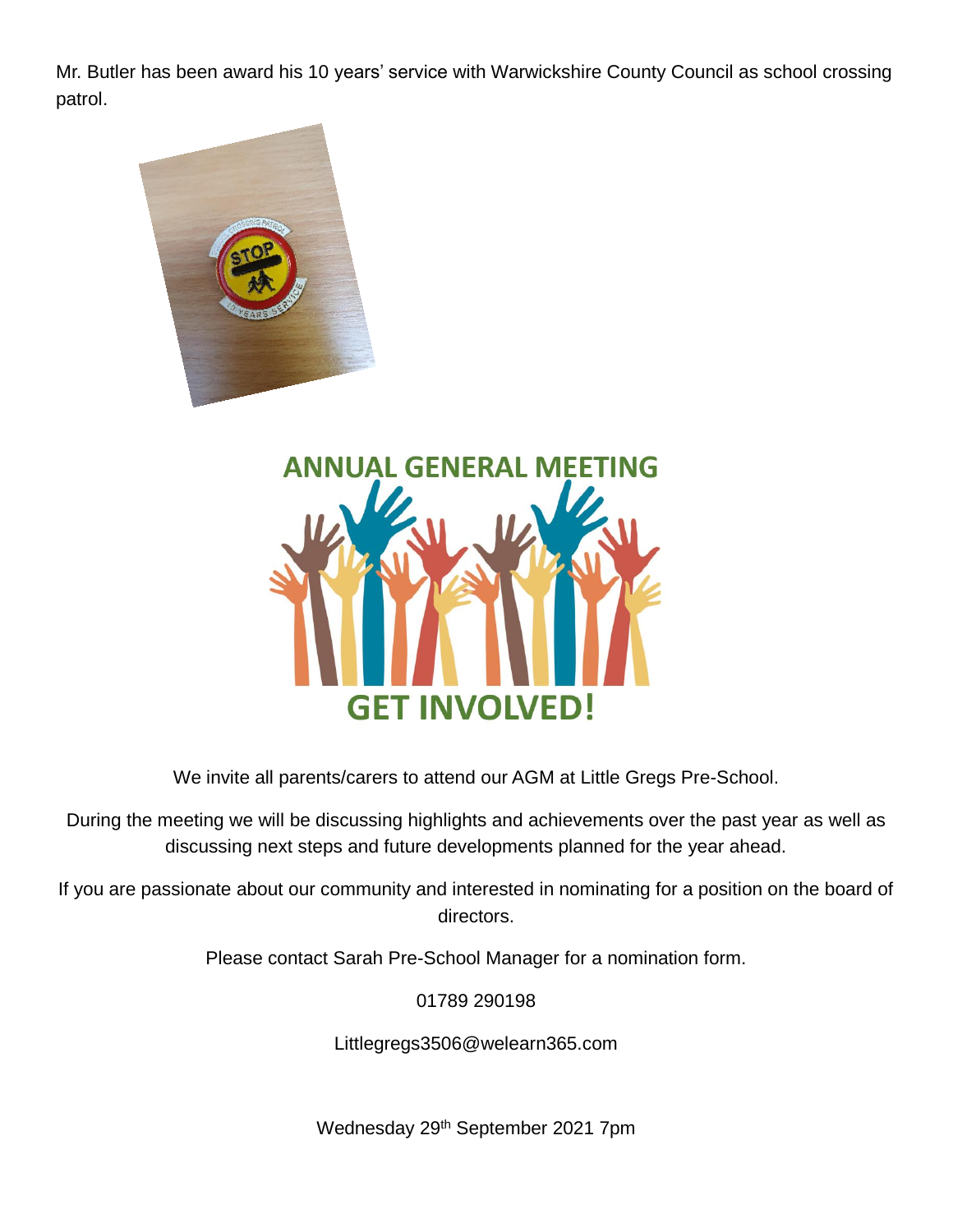Mr. Butler has been award his 10 years' service with Warwickshire County Council as school crossing patrol.

## ANNUAL GENERAL MEETING

## GET INVOLVED!

We invite all parents/carers to attend our AGM at Little Gregs Pre-School.

During the meeting we will be discussing highlights and achievements over the past year as well as discussing next steps and future developments planned for the year ahead.

If you are passionate about our community and interested in nominating for a position on the board of directors.

Please contact Sarah Pre-School Manager for a nomination form.

01789 290198

Littlegregs3506@welearn365.com

Wednesday 29th September 2021 7pm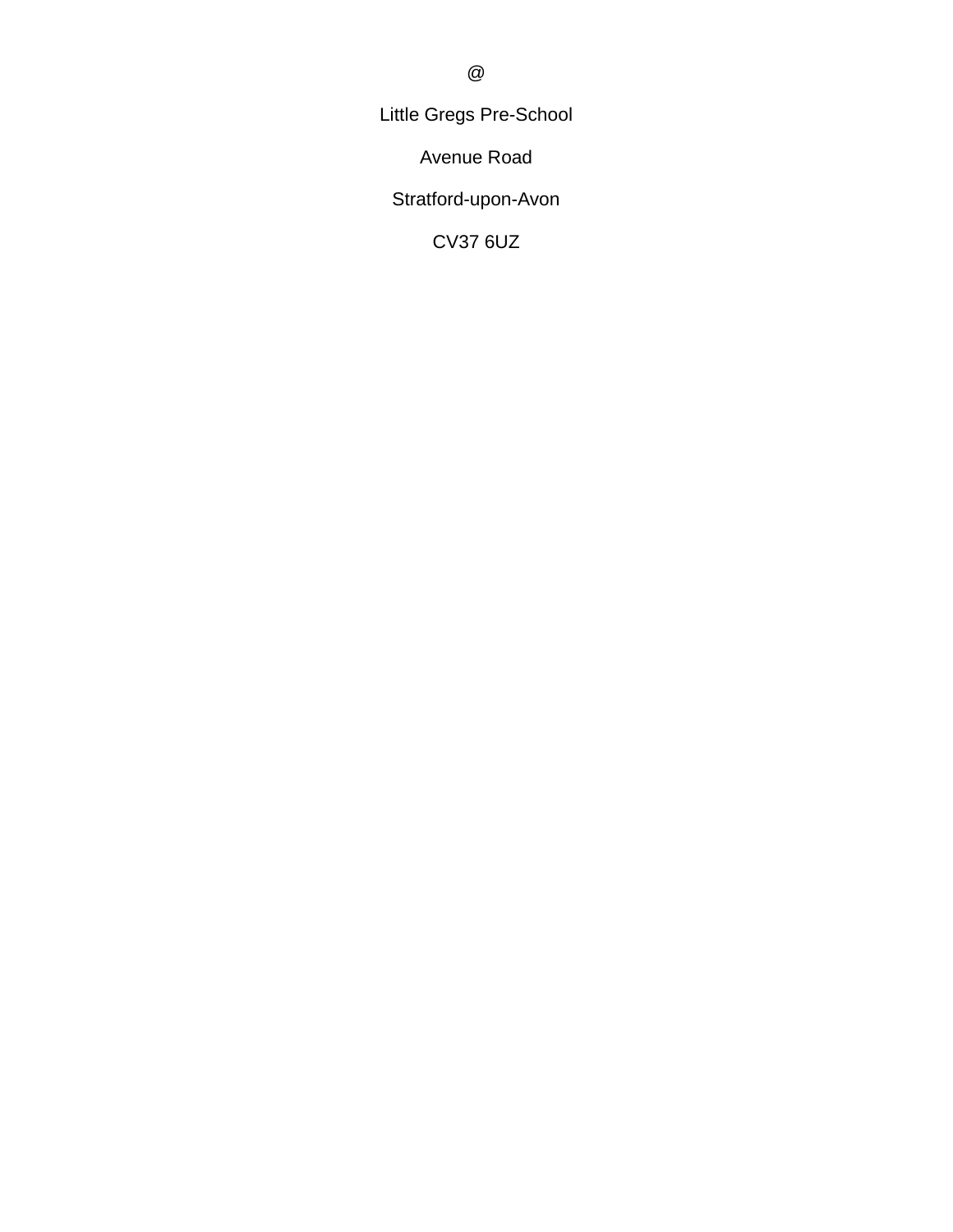@

Little Gregs Pre-School

Avenue Road

Stratford-upon-Avon

CV37 6UZ